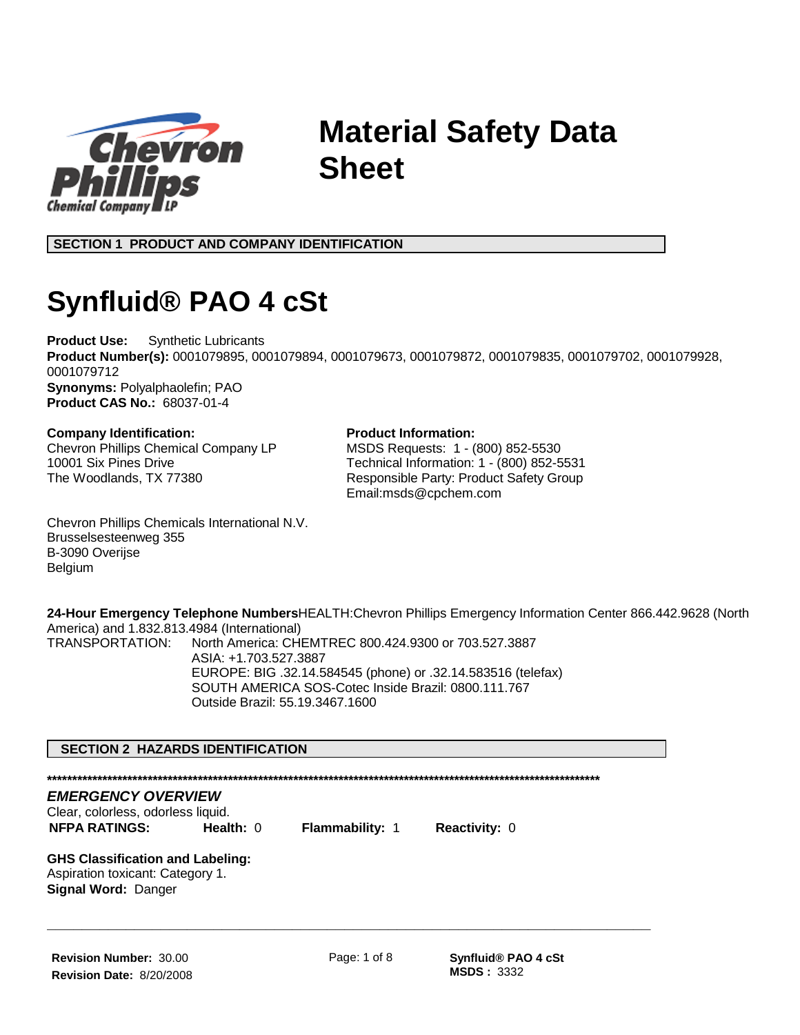# Material Safety Data Sheet

## SECTION 1 PRODUCT AND COMPANY IDENTIFICATION

# Synfluid® PAO 4 cSt

**Product Use:** Synthetic Lubricants
**Product Number(s):** 0001079895, 0001079894, 0001079673, 0001079872, 0001079835, 0001079702, 0001079928, 0001079712
**Synonyms:** Polyalphaolefin; PAO
**Product CAS No.:** 68037-01-4

**Company Identification:**
Chevron Phillips Chemical Company LP
10001 Six Pines Drive
The Woodlands, TX 77380

**Product Information:**
MSDS Requests: 1 - (800) 852-5530
Technical Information: 1 - (800) 852-5531
Responsible Party: Product Safety Group
Email:msds@cpchem.com

Chevron Phillips Chemicals International N.V.
Brusselsesteenweg 355
B-3090 Overijse
Belgium

**24-Hour Emergency Telephone Numbers** HEALTH:Chevron Phillips Emergency Information Center 866.442.9628 (North America) and 1.832.813.4984 (International)
TRANSPORTATION: North America: CHEMTREC 800.424.9300 or 703.527.3887
ASIA: +1.703.527.3887
EUROPE: BIG .32.14.584545 (phone) or .32.14.583516 (telefax)
SOUTH AMERICA SOS-Cotec Inside Brazil: 0800.111.767
Outside Brazil: 55.19.3467.1600

## SECTION 2 HAZARDS IDENTIFICATION

**************************************************************************************************************

***EMERGENCY OVERVIEW***
Clear, colorless, odorless liquid.

**NFPA RATINGS:** **Health:** 0 **Flammability:** 1 **Reactivity:** 0

**GHS Classification and Labeling:**
Aspiration toxicant: Category 1.
**Signal Word:** Danger

**Revision Number:** 30.00
**Revision Date:** 8/20/2008

**Synfluid® PAO 4 cSt**
**MSDS :** 3332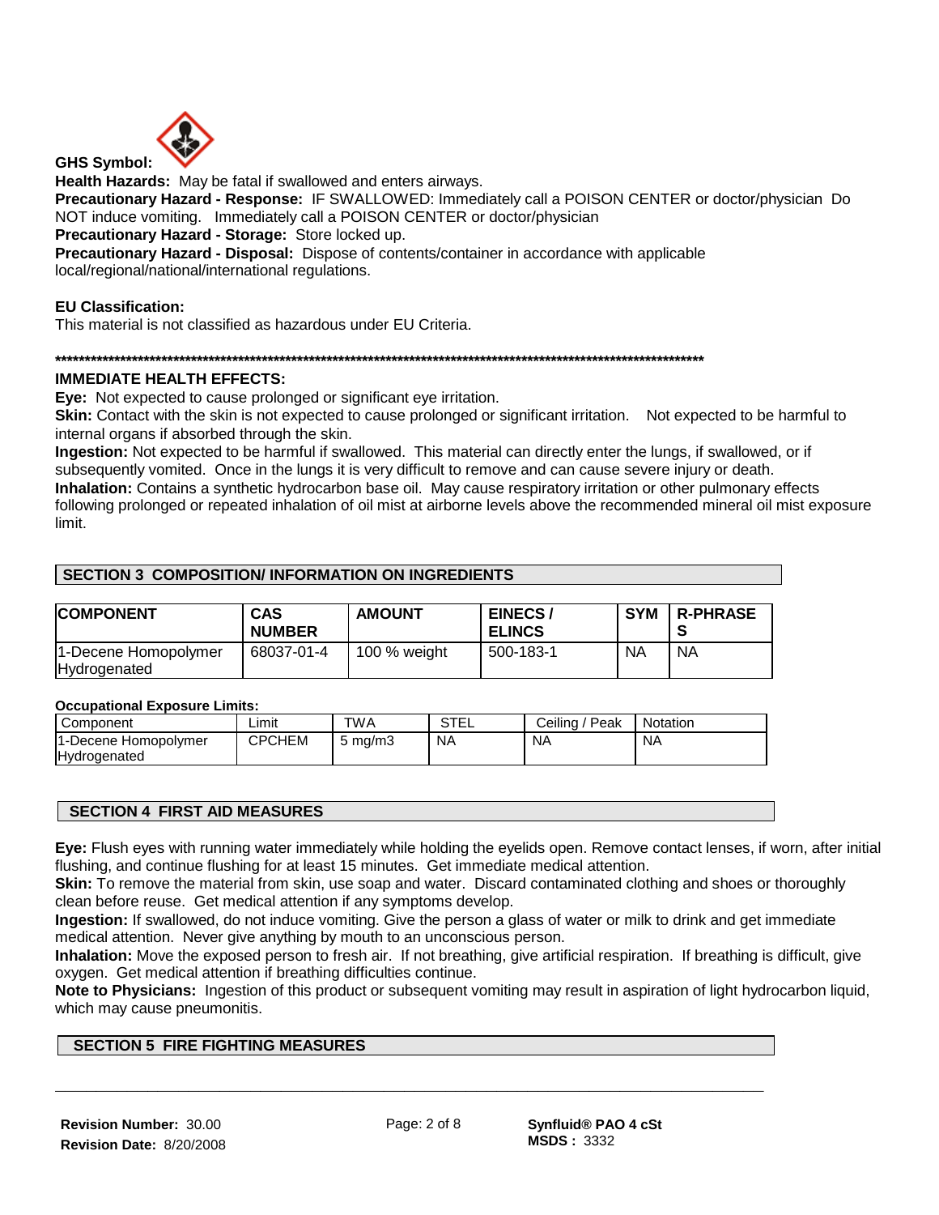**GHS Symbol:**

**Health Hazards:** May be fatal if swallowed and enters airways.

**Precautionary Hazard - Response:** IF SWALLOWED: Immediately call a POISON CENTER or doctor/physician Do NOT induce vomiting. Immediately call a POISON CENTER or doctor/physician

**Precautionary Hazard - Storage:** Store locked up.

**Precautionary Hazard - Disposal:** Dispose of contents/container in accordance with applicable local/regional/national/international regulations.

**EU Classification:**

This material is not classified as hazardous under EU Criteria.

******************************************************************************************************************

**IMMEDIATE HEALTH EFFECTS:**

**Eye:** Not expected to cause prolonged or significant eye irritation.

**Skin:** Contact with the skin is not expected to cause prolonged or significant irritation. Not expected to be harmful to internal organs if absorbed through the skin.

**Ingestion:** Not expected to be harmful if swallowed. This material can directly enter the lungs, if swallowed, or if subsequently vomited. Once in the lungs it is very difficult to remove and can cause severe injury or death.

**Inhalation:** Contains a synthetic hydrocarbon base oil. May cause respiratory irritation or other pulmonary effects following prolonged or repeated inhalation of oil mist at airborne levels above the recommended mineral oil mist exposure limit.

## SECTION 3 COMPOSITION/ INFORMATION ON INGREDIENTS

| COMPONENT | CAS NUMBER | AMOUNT | EINECS / ELINCS | SYM | R-PHRASES |
|---|---|---|---|---|---|
| 1-Decene Homopolymer Hydrogenated | 68037-01-4 | 100 % weight | 500-183-1 | NA | NA |

**Occupational Exposure Limits:**

| Component | Limit | TWA | STEL | Ceiling / Peak | Notation |
|---|---|---|---|---|---|
| 1-Decene Homopolymer Hydrogenated | CPCHEM | 5 mg/m3 | NA | NA | NA |

## SECTION 4 FIRST AID MEASURES

**Eye:** Flush eyes with running water immediately while holding the eyelids open. Remove contact lenses, if worn, after initial flushing, and continue flushing for at least 15 minutes. Get immediate medical attention.

**Skin:** To remove the material from skin, use soap and water. Discard contaminated clothing and shoes or thoroughly clean before reuse. Get medical attention if any symptoms develop.

**Ingestion:** If swallowed, do not induce vomiting. Give the person a glass of water or milk to drink and get immediate medical attention. Never give anything by mouth to an unconscious person.

**Inhalation:** Move the exposed person to fresh air. If not breathing, give artificial respiration. If breathing is difficult, give oxygen. Get medical attention if breathing difficulties continue.

**Note to Physicians:** Ingestion of this product or subsequent vomiting may result in aspiration of light hydrocarbon liquid, which may cause pneumonitis.

## SECTION 5 FIRE FIGHTING MEASURES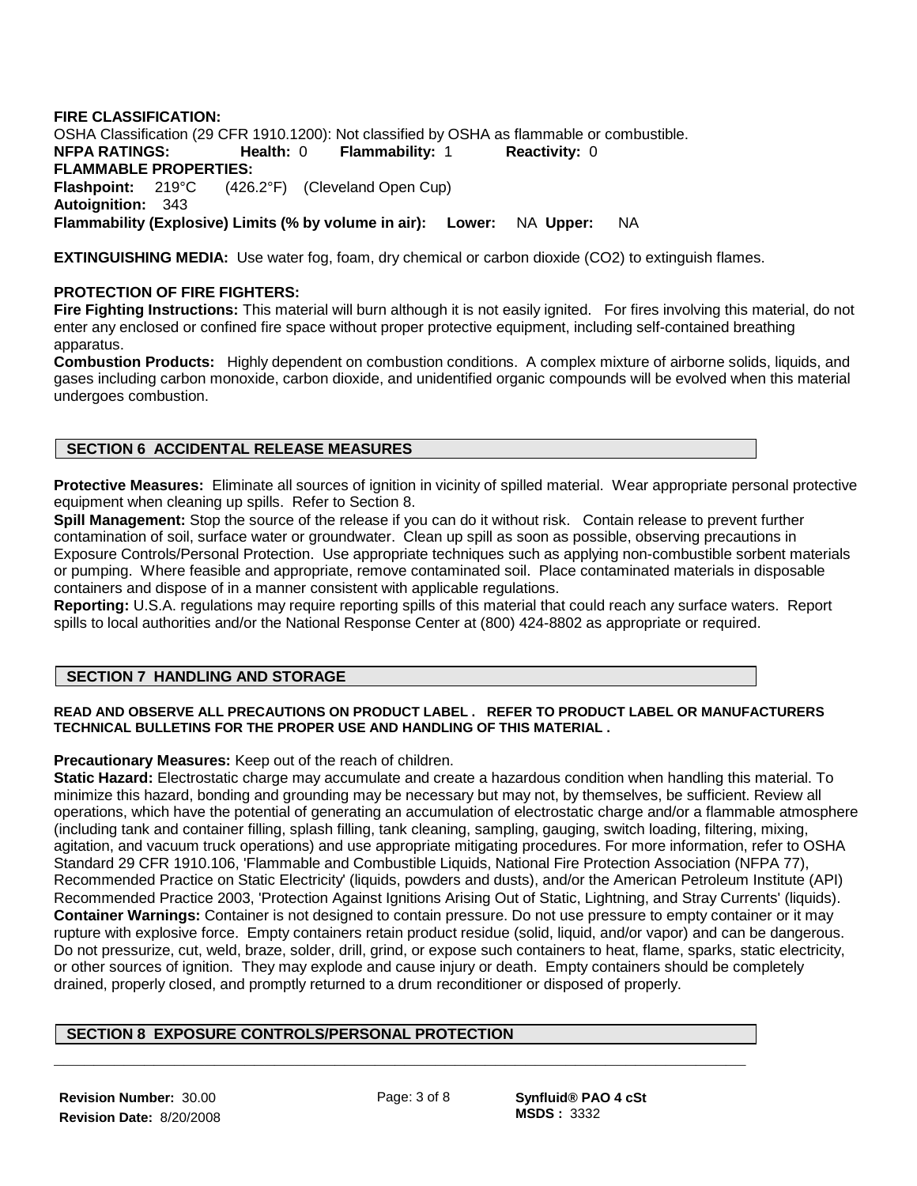**FIRE CLASSIFICATION:**
OSHA Classification (29 CFR 1910.1200): Not classified by OSHA as flammable or combustible.

**NFPA RATINGS:** **Health:** 0 **Flammability:** 1 **Reactivity:** 0

**FLAMMABLE PROPERTIES:**
**Flashpoint:** 219°C (426.2°F) (Cleveland Open Cup)
**Autoignition:** 343
**Flammability (Explosive) Limits (% by volume in air):** **Lower:** NA **Upper:** NA

**EXTINGUISHING MEDIA:** Use water fog, foam, dry chemical or carbon dioxide ($CO_2$) to extinguish flames.

**PROTECTION OF FIRE FIGHTERS:**
**Fire Fighting Instructions:** This material will burn although it is not easily ignited. For fires involving this material, do not enter any enclosed or confined fire space without proper protective equipment, including self-contained breathing apparatus.
**Combustion Products:** Highly dependent on combustion conditions. A complex mixture of airborne solids, liquids, and gases including carbon monoxide, carbon dioxide, and unidentified organic compounds will be evolved when this material undergoes combustion.

## SECTION 6 ACCIDENTAL RELEASE MEASURES

**Protective Measures:** Eliminate all sources of ignition in vicinity of spilled material. Wear appropriate personal protective equipment when cleaning up spills. Refer to Section 8.
**Spill Management:** Stop the source of the release if you can do it without risk. Contain release to prevent further contamination of soil, surface water or groundwater. Clean up spill as soon as possible, observing precautions in Exposure Controls/Personal Protection. Use appropriate techniques such as applying non-combustible sorbent materials or pumping. Where feasible and appropriate, remove contaminated soil. Place contaminated materials in disposable containers and dispose of in a manner consistent with applicable regulations.
**Reporting:** U.S.A. regulations may require reporting spills of this material that could reach any surface waters. Report spills to local authorities and/or the National Response Center at (800) 424-8802 as appropriate or required.

## SECTION 7 HANDLING AND STORAGE

**READ AND OBSERVE ALL PRECAUTIONS ON PRODUCT LABEL . REFER TO PRODUCT LABEL OR MANUFACTURERS TECHNICAL BULLETINS FOR THE PROPER USE AND HANDLING OF THIS MATERIAL .**

**Precautionary Measures:** Keep out of the reach of children.
**Static Hazard:** Electrostatic charge may accumulate and create a hazardous condition when handling this material. To minimize this hazard, bonding and grounding may be necessary but may not, by themselves, be sufficient. Review all operations, which have the potential of generating an accumulation of electrostatic charge and/or a flammable atmosphere (including tank and container filling, splash filling, tank cleaning, sampling, gauging, switch loading, filtering, mixing, agitation, and vacuum truck operations) and use appropriate mitigating procedures. For more information, refer to OSHA Standard 29 CFR 1910.106, 'Flammable and Combustible Liquids, National Fire Protection Association (NFPA 77), Recommended Practice on Static Electricity' (liquids, powders and dusts), and/or the American Petroleum Institute (API) Recommended Practice 2003, 'Protection Against Ignitions Arising Out of Static, Lightning, and Stray Currents' (liquids).
**Container Warnings:** Container is not designed to contain pressure. Do not use pressure to empty container or it may rupture with explosive force. Empty containers retain product residue (solid, liquid, and/or vapor) and can be dangerous. Do not pressurize, cut, weld, braze, solder, drill, grind, or expose such containers to heat, flame, sparks, static electricity, or other sources of ignition. They may explode and cause injury or death. Empty containers should be completely drained, properly closed, and promptly returned to a drum reconditioner or disposed of properly.

## SECTION 8 EXPOSURE CONTROLS/PERSONAL PROTECTION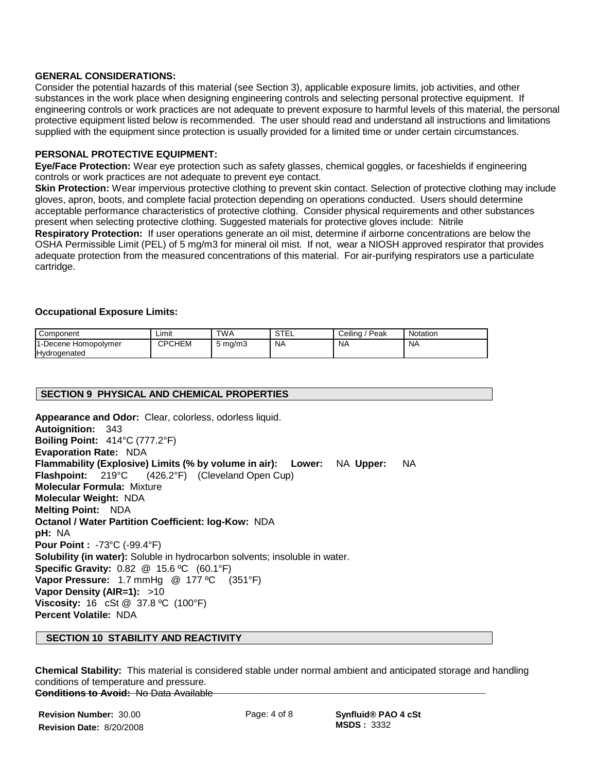**GENERAL CONSIDERATIONS:**
Consider the potential hazards of this material (see Section 3), applicable exposure limits, job activities, and other substances in the work place when designing engineering controls and selecting personal protective equipment. If engineering controls or work practices are not adequate to prevent exposure to harmful levels of this material, the personal protective equipment listed below is recommended. The user should read and understand all instructions and limitations supplied with the equipment since protection is usually provided for a limited time or under certain circumstances.

**PERSONAL PROTECTIVE EQUIPMENT:**
**Eye/Face Protection:** Wear eye protection such as safety glasses, chemical goggles, or faceshields if engineering controls or work practices are not adequate to prevent eye contact.
**Skin Protection:** Wear impervious protective clothing to prevent skin contact. Selection of protective clothing may include gloves, apron, boots, and complete facial protection depending on operations conducted. Users should determine acceptable performance characteristics of protective clothing. Consider physical requirements and other substances present when selecting protective clothing. Suggested materials for protective gloves include: Nitrile
**Respiratory Protection:** If user operations generate an oil mist, determine if airborne concentrations are below the OSHA Permissible Limit (PEL) of 5 mg/m3 for mineral oil mist. If not, wear a NIOSH approved respirator that provides adequate protection from the measured concentrations of this material. For air-purifying respirators use a particulate cartridge.

**Occupational Exposure Limits:**

| Component | Limit | TWA | STEL | Ceiling / Peak | Notation |
|---|---|---|---|---|---|
| 1-Decene Homopolymer Hydrogenated | CPCHEM | 5 mg/m3 | NA | NA | NA |

## SECTION 9 PHYSICAL AND CHEMICAL PROPERTIES

**Appearance and Odor:** Clear, colorless, odorless liquid.
**Autoignition:** 343
**Boiling Point:** 414°C (777.2°F)
**Evaporation Rate:** NDA
**Flammability (Explosive) Limits (% by volume in air): Lower:** NA **Upper:** NA
**Flashpoint:** 219°C (426.2°F) (Cleveland Open Cup)
**Molecular Formula:** Mixture
**Molecular Weight:** NDA
**Melting Point:** NDA
**Octanol / Water Partition Coefficient: log-Kow:** NDA
**pH:** NA
**Pour Point :** -73°C (-99.4°F)
**Solubility (in water):** Soluble in hydrocarbon solvents; insoluble in water.
**Specific Gravity:** 0.82 @ 15.6 ºC (60.1°F)
**Vapor Pressure:** 1.7 mmHg @ 177 ºC (351°F)
**Vapor Density (AIR=1):** >10
**Viscosity:** 16 cSt @ 37.8 ºC (100°F)
**Percent Volatile:** NDA

## SECTION 10 STABILITY AND REACTIVITY

**Chemical Stability:** This material is considered stable under normal ambient and anticipated storage and handling conditions of temperature and pressure.
**Conditions to Avoid:** No Data Available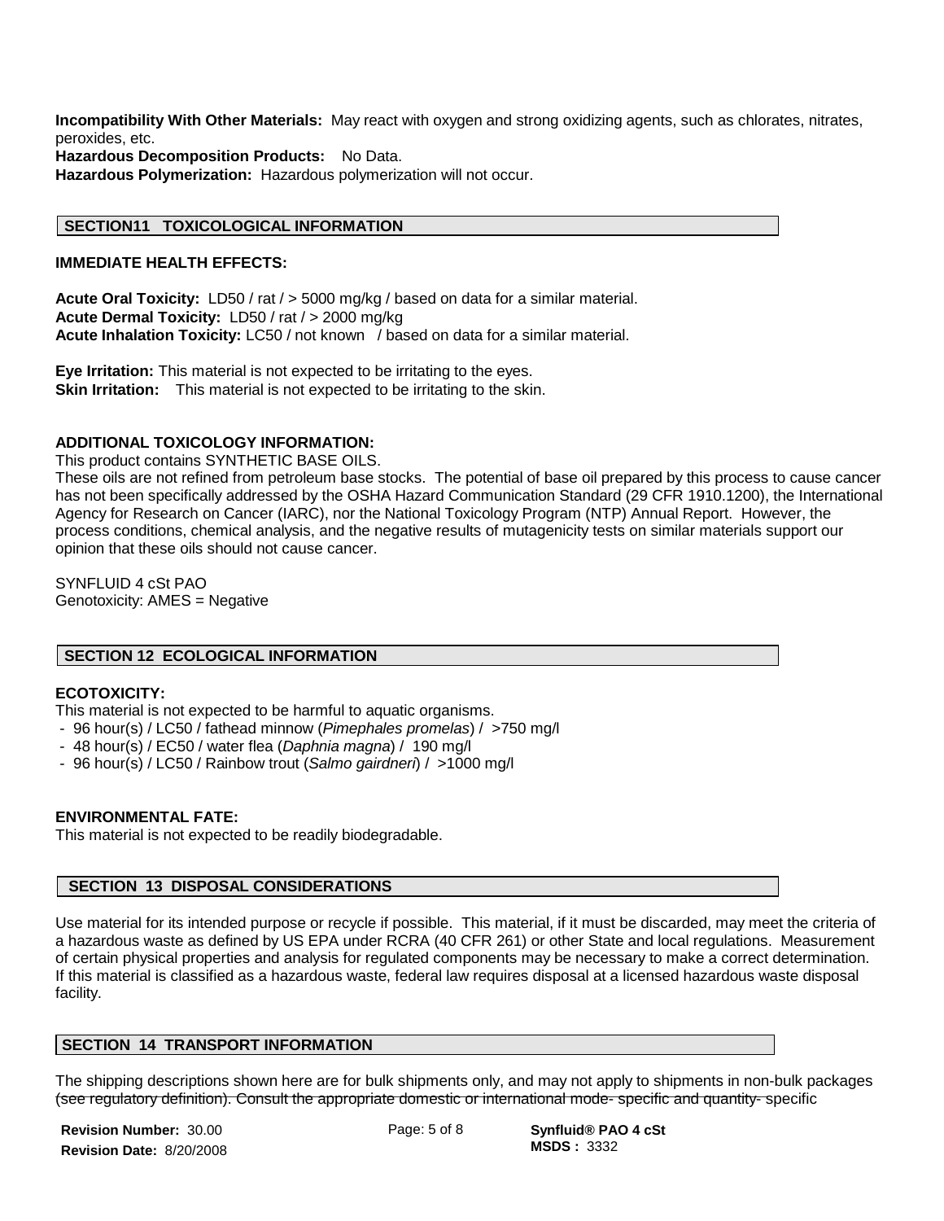**Incompatibility With Other Materials:** May react with oxygen and strong oxidizing agents, such as chlorates, nitrates, peroxides, etc.
**Hazardous Decomposition Products:** No Data.
**Hazardous Polymerization:** Hazardous polymerization will not occur.

## SECTION11 TOXICOLOGICAL INFORMATION

**IMMEDIATE HEALTH EFFECTS:**

**Acute Oral Toxicity:** LD50 / rat / > 5000 mg/kg / based on data for a similar material.
**Acute Dermal Toxicity:** LD50 / rat / > 2000 mg/kg
**Acute Inhalation Toxicity:** LC50 / not known / based on data for a similar material.

**Eye Irritation:** This material is not expected to be irritating to the eyes.
**Skin Irritation:** This material is not expected to be irritating to the skin.

**ADDITIONAL TOXICOLOGY INFORMATION:**
This product contains SYNTHETIC BASE OILS.
These oils are not refined from petroleum base stocks. The potential of base oil prepared by this process to cause cancer has not been specifically addressed by the OSHA Hazard Communication Standard (29 CFR 1910.1200), the International Agency for Research on Cancer (IARC), nor the National Toxicology Program (NTP) Annual Report. However, the process conditions, chemical analysis, and the negative results of mutagenicity tests on similar materials support our opinion that these oils should not cause cancer.

SYNFLUID 4 cSt PAO
Genotoxicity: AMES = Negative

## SECTION 12 ECOLOGICAL INFORMATION

**ECOTOXICITY:**
This material is not expected to be harmful to aquatic organisms.
- 96 hour(s) / LC50 / fathead minnow (*Pimephales promelas*) / >750 mg/l
- 48 hour(s) / EC50 / water flea (*Daphnia magna*) / 190 mg/l
- 96 hour(s) / LC50 / Rainbow trout (*Salmo gairdneri*) / >1000 mg/l

**ENVIRONMENTAL FATE:**
This material is not expected to be readily biodegradable.

## SECTION 13 DISPOSAL CONSIDERATIONS

Use material for its intended purpose or recycle if possible. This material, if it must be discarded, may meet the criteria of a hazardous waste as defined by US EPA under RCRA (40 CFR 261) or other State and local regulations. Measurement of certain physical properties and analysis for regulated components may be necessary to make a correct determination. If this material is classified as a hazardous waste, federal law requires disposal at a licensed hazardous waste disposal facility.

## SECTION 14 TRANSPORT INFORMATION

The shipping descriptions shown here are for bulk shipments only, and may not apply to shipments in non-bulk packages (see regulatory definition). Consult the appropriate domestic or international mode- specific and quantity- specific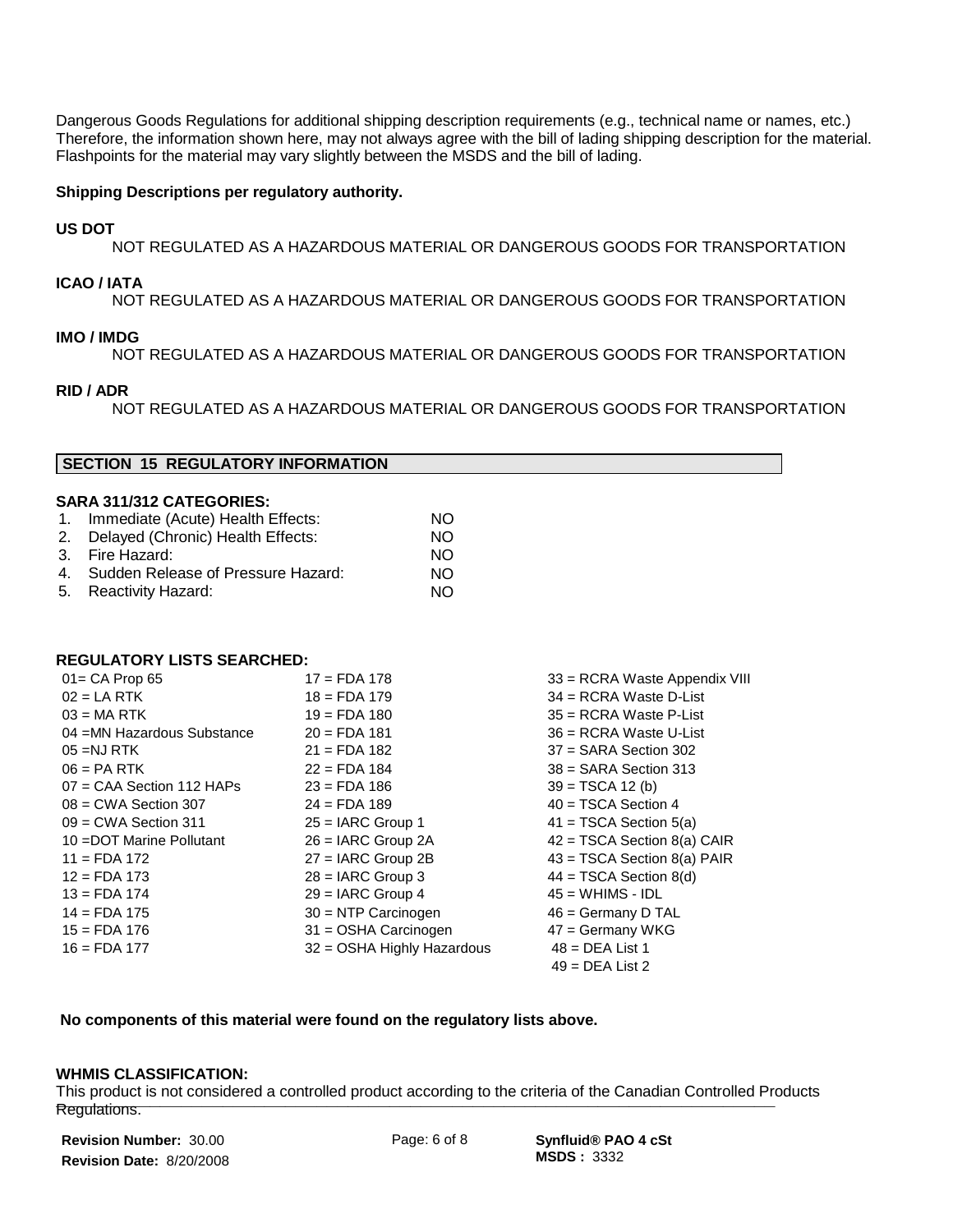Dangerous Goods Regulations for additional shipping description requirements (e.g., technical name or names, etc.) Therefore, the information shown here, may not always agree with the bill of lading shipping description for the material. Flashpoints for the material may vary slightly between the MSDS and the bill of lading.

**Shipping Descriptions per regulatory authority.**

**US DOT**

NOT REGULATED AS A HAZARDOUS MATERIAL OR DANGEROUS GOODS FOR TRANSPORTATION

**ICAO / IATA**

NOT REGULATED AS A HAZARDOUS MATERIAL OR DANGEROUS GOODS FOR TRANSPORTATION

**IMO / IMDG**

NOT REGULATED AS A HAZARDOUS MATERIAL OR DANGEROUS GOODS FOR TRANSPORTATION

**RID / ADR**

NOT REGULATED AS A HAZARDOUS MATERIAL OR DANGEROUS GOODS FOR TRANSPORTATION

## SECTION 15 REGULATORY INFORMATION

**SARA 311/312 CATEGORIES:**

| | |
|---|---|
| 1. Immediate (Acute) Health Effects: | NO |
| 2. Delayed (Chronic) Health Effects: | NO |
| 3. Fire Hazard: | NO |
| 4. Sudden Release of Pressure Hazard: | NO |
| 5. Reactivity Hazard: | NO |

**REGULATORY LISTS SEARCHED:**

| | | |
|---|---|---|
| 01= CA Prop 65 | 17 = FDA 178 | 33 = RCRA Waste Appendix VIII |
| 02 = LA RTK | 18 = FDA 179 | 34 = RCRA Waste D-List |
| 03 = MA RTK | 19 = FDA 180 | 35 = RCRA Waste P-List |
| 04 =MN Hazardous Substance | 20 = FDA 181 | 36 = RCRA Waste U-List |
| 05 =NJ RTK | 21 = FDA 182 | 37 = SARA Section 302 |
| 06 = PA RTK | 22 = FDA 184 | 38 = SARA Section 313 |
| 07 = CAA Section 112 HAPs | 23 = FDA 186 | 39 = TSCA 12 (b) |
| 08 = CWA Section 307 | 24 = FDA 189 | 40 = TSCA Section 4 |
| 09 = CWA Section 311 | 25 = IARC Group 1 | 41 = TSCA Section 5(a) |
| 10 =DOT Marine Pollutant | 26 = IARC Group 2A | 42 = TSCA Section 8(a) CAIR |
| 11 = FDA 172 | 27 = IARC Group 2B | 43 = TSCA Section 8(a) PAIR |
| 12 = FDA 173 | 28 = IARC Group 3 | 44 = TSCA Section 8(d) |
| 13 = FDA 174 | 29 = IARC Group 4 | 45 = WHIMS - IDL |
| 14 = FDA 175 | 30 = NTP Carcinogen | 46 = Germany D TAL |
| 15 = FDA 176 | 31 = OSHA Carcinogen | 47 = Germany WKG |
| 16 = FDA 177 | 32 = OSHA Highly Hazardous | 48 = DEA List 1 |
| | | 49 = DEA List 2 |

**No components of this material were found on the regulatory lists above.**

**WHMIS CLASSIFICATION:**

This product is not considered a controlled product according to the criteria of the Canadian Controlled Products Regulations.

**Revision Number:** 30.00
**Revision Date:** 8/20/2008

**Synfluid® PAO 4 cSt**
**MSDS :** 3332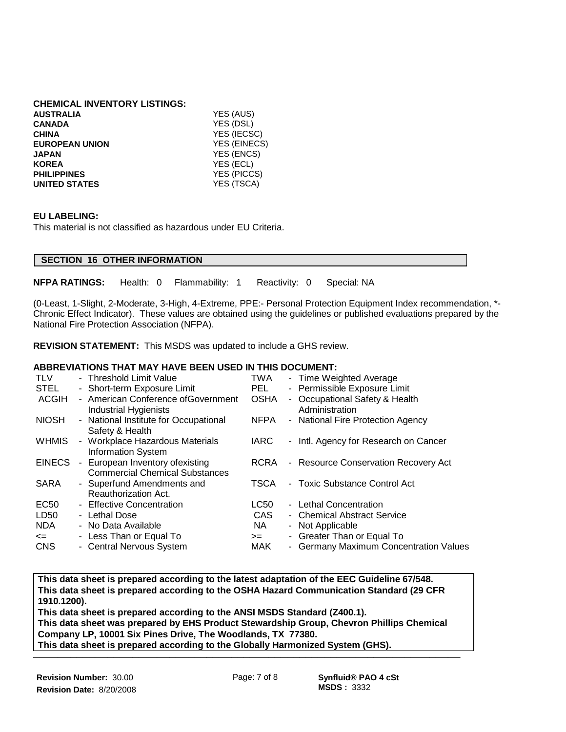**CHEMICAL INVENTORY LISTINGS:**

| | |
|---|---|
| **AUSTRALIA** | YES (AUS) |
| **CANADA** | YES (DSL) |
| **CHINA** | YES (IECSC) |
| **EUROPEAN UNION** | YES (EINECS) |
| **JAPAN** | YES (ENCS) |
| **KOREA** | YES (ECL) |
| **PHILIPPINES** | YES (PICCS) |
| **UNITED STATES** | YES (TSCA) |

**EU LABELING:**
This material is not classified as hazardous under EU Criteria.

## SECTION 16 OTHER INFORMATION

**NFPA RATINGS:** Health: 0 Flammability: 1 Reactivity: 0 Special: NA

(0-Least, 1-Slight, 2-Moderate, 3-High, 4-Extreme, PPE:- Personal Protection Equipment Index recommendation, *- Chronic Effect Indicator). These values are obtained using the guidelines or published evaluations prepared by the National Fire Protection Association (NFPA).

**REVISION STATEMENT:** This MSDS was updated to include a GHS review.

**ABBREVIATIONS THAT MAY HAVE BEEN USED IN THIS DOCUMENT:**

| | | | |
|---|---|---|---|
| TLV | - Threshold Limit Value | TWA | - Time Weighted Average |
| STEL | - Short-term Exposure Limit | PEL | - Permissible Exposure Limit |
| ACGIH | - American Conference ofGovernment Industrial Hygienists | OSHA | - Occupational Safety & Health Administration |
| NIOSH | - National Institute for Occupational Safety & Health | NFPA | - National Fire Protection Agency |
| WHMIS | - Workplace Hazardous Materials Information System | IARC | - Intl. Agency for Research on Cancer |
| EINECS | - European Inventory ofexisting Commercial Chemical Substances | RCRA | - Resource Conservation Recovery Act |
| SARA | - Superfund Amendments and Reauthorization Act. | TSCA | - Toxic Substance Control Act |
| EC50 | - Effective Concentration | LC50 | - Lethal Concentration |
| LD50 | - Lethal Dose | CAS | - Chemical Abstract Service |
| NDA | - No Data Available | NA | - Not Applicable |
| <= | - Less Than or Equal To | >= | - Greater Than or Equal To |
| CNS | - Central Nervous System | MAK | - Germany Maximum Concentration Values |

**This data sheet is prepared according to the latest adaptation of the EEC Guideline 67/548.**
**This data sheet is prepared according to the OSHA Hazard Communication Standard (29 CFR 1910.1200).**
**This data sheet is prepared according to the ANSI MSDS Standard (Z400.1).**
**This data sheet was prepared by EHS Product Stewardship Group, Chevron Phillips Chemical Company LP, 10001 Six Pines Drive, The Woodlands, TX 77380.**
**This data sheet is prepared according to the Globally Harmonized System (GHS).**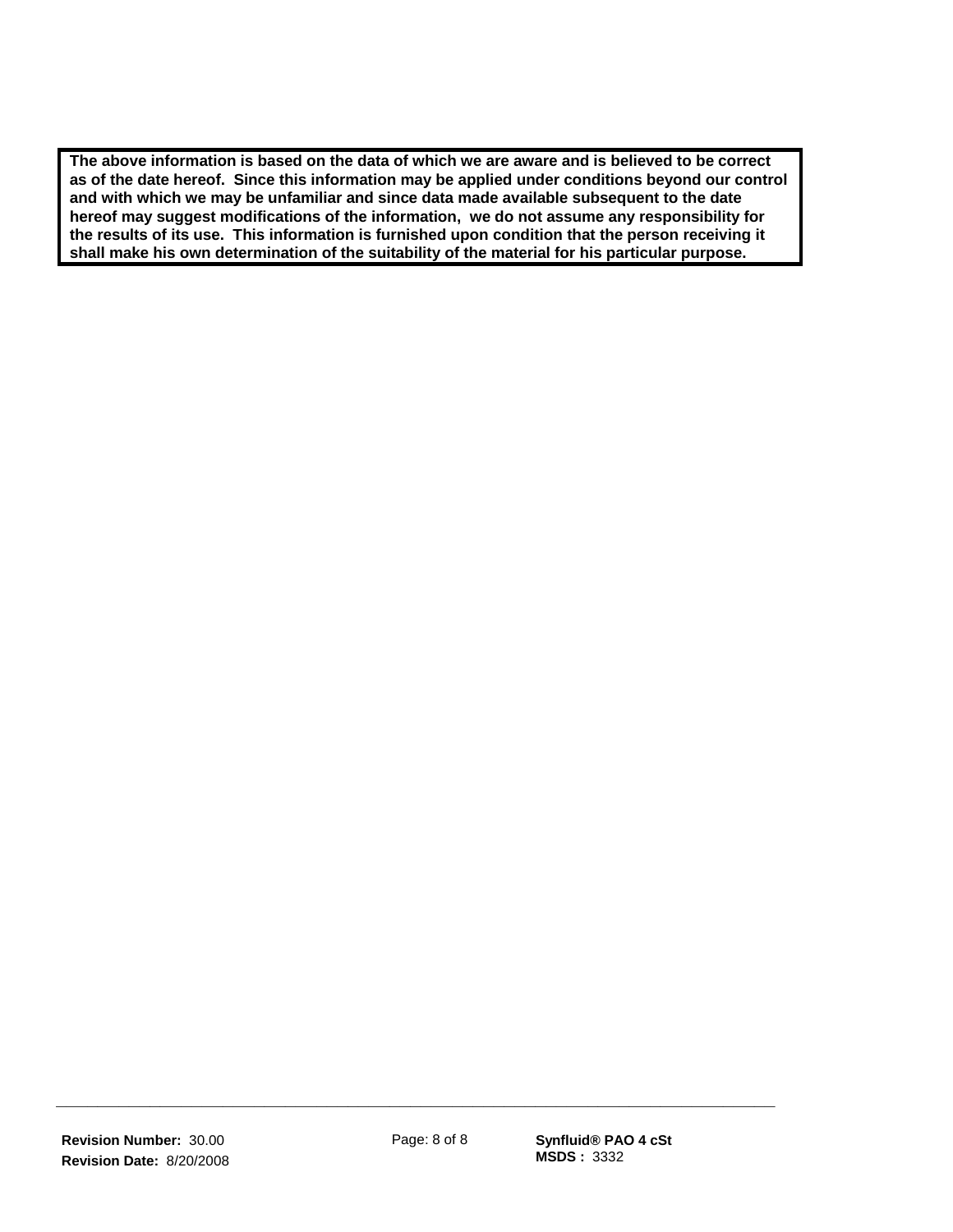**The above information is based on the data of which we are aware and is believed to be correct as of the date hereof. Since this information may be applied under conditions beyond our control and with which we may be unfamiliar and since data made available subsequent to the date hereof may suggest modifications of the information, we do not assume any responsibility for the results of its use. This information is furnished upon condition that the person receiving it shall make his own determination of the suitability of the material for his particular purpose.**